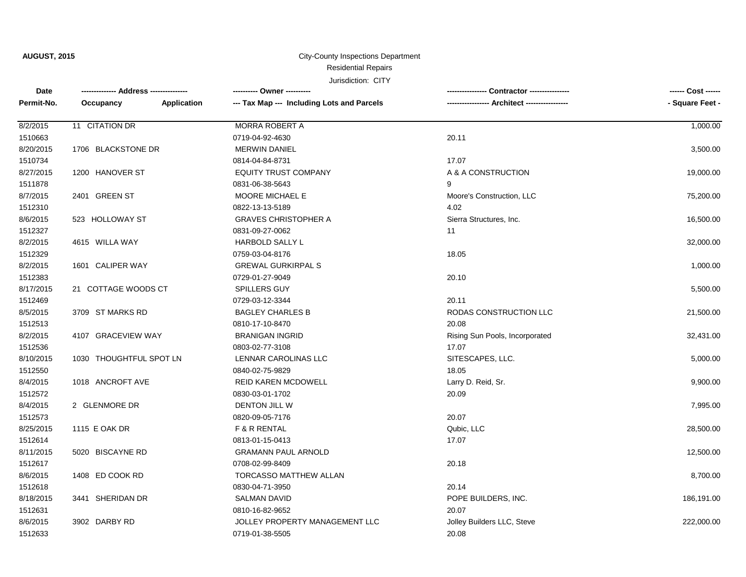**AUGUST, 2015**

City-County Inspections Department

Residential Repairs

Jurisdiction: CITY

| Date<br>Permit-No. | Address<br>Occupancy / Application | Owner<br>Tax Map --- Including Lots and Parcels | Contractor<br>Architect | Cost<br>Square Feet |
|---|---|---|---|---|
| 8/2/2015<br>1510663 | 11 CITATION DR | MORRA ROBERT A<br>0719-04-92-4630 | 20.11 | 1,000.00 |
| 8/20/2015<br>1510734 | 1706 BLACKSTONE DR | MERWIN DANIEL<br>0814-04-84-8731 | 17.07 | 3,500.00 |
| 8/27/2015<br>1511878 | 1200 HANOVER ST | EQUITY TRUST COMPANY<br>0831-06-38-5643 | A & A CONSTRUCTION<br>9 | 19,000.00 |
| 8/7/2015<br>1512310 | 2401 GREEN ST | MOORE MICHAEL E<br>0822-13-13-5189 | Moore's Construction, LLC<br>4.02 | 75,200.00 |
| 8/6/2015<br>1512327 | 523 HOLLOWAY ST | GRAVES CHRISTOPHER A<br>0831-09-27-0062 | Sierra Structures, Inc.<br>11 | 16,500.00 |
| 8/2/2015<br>1512329 | 4615 WILLA WAY | HARBOLD SALLY L<br>0759-03-04-8176 | 18.05 | 32,000.00 |
| 8/2/2015<br>1512383 | 1601 CALIPER WAY | GREWAL GURKIRPAL S<br>0729-01-27-9049 | 20.10 | 1,000.00 |
| 8/17/2015<br>1512469 | 21 COTTAGE WOODS CT | SPILLERS GUY<br>0729-03-12-3344 | 20.11 | 5,500.00 |
| 8/5/2015<br>1512513 | 3709 ST MARKS RD | BAGLEY CHARLES B<br>0810-17-10-8470 | RODAS CONSTRUCTION LLC<br>20.08 | 21,500.00 |
| 8/2/2015<br>1512536 | 4107 GRACEVIEW WAY | BRANIGAN INGRID<br>0803-02-77-3108 | Rising Sun Pools, Incorporated<br>17.07 | 32,431.00 |
| 8/10/2015<br>1512550 | 1030 THOUGHTFUL SPOT LN | LENNAR CAROLINAS LLC<br>0840-02-75-9829 | SITESCAPES, LLC.<br>18.05 | 5,000.00 |
| 8/4/2015<br>1512572 | 1018 ANCROFT AVE | REID KAREN MCDOWELL<br>0830-03-01-1702 | Larry D. Reid, Sr.<br>20.09 | 9,900.00 |
| 8/4/2015<br>1512573 | 2 GLENMORE DR | DENTON JILL W<br>0820-09-05-7176 | 20.07 | 7,995.00 |
| 8/25/2015<br>1512614 | 1115 E OAK DR | F & R RENTAL<br>0813-01-15-0413 | Qubic, LLC<br>17.07 | 28,500.00 |
| 8/11/2015<br>1512617 | 5020 BISCAYNE RD | GRAMANN PAUL ARNOLD<br>0708-02-99-8409 | 20.18 | 12,500.00 |
| 8/6/2015<br>1512618 | 1408 ED COOK RD | TORCASSO MATTHEW ALLAN<br>0830-04-71-3950 | 20.14 | 8,700.00 |
| 8/18/2015<br>1512631 | 3441 SHERIDAN DR | SALMAN DAVID<br>0810-16-82-9652 | POPE BUILDERS, INC.<br>20.07 | 186,191.00 |
| 8/6/2015<br>1512633 | 3902 DARBY RD | JOLLEY PROPERTY MANAGEMENT LLC<br>0719-01-38-5505 | Jolley Builders LLC, Steve<br>20.08 | 222,000.00 |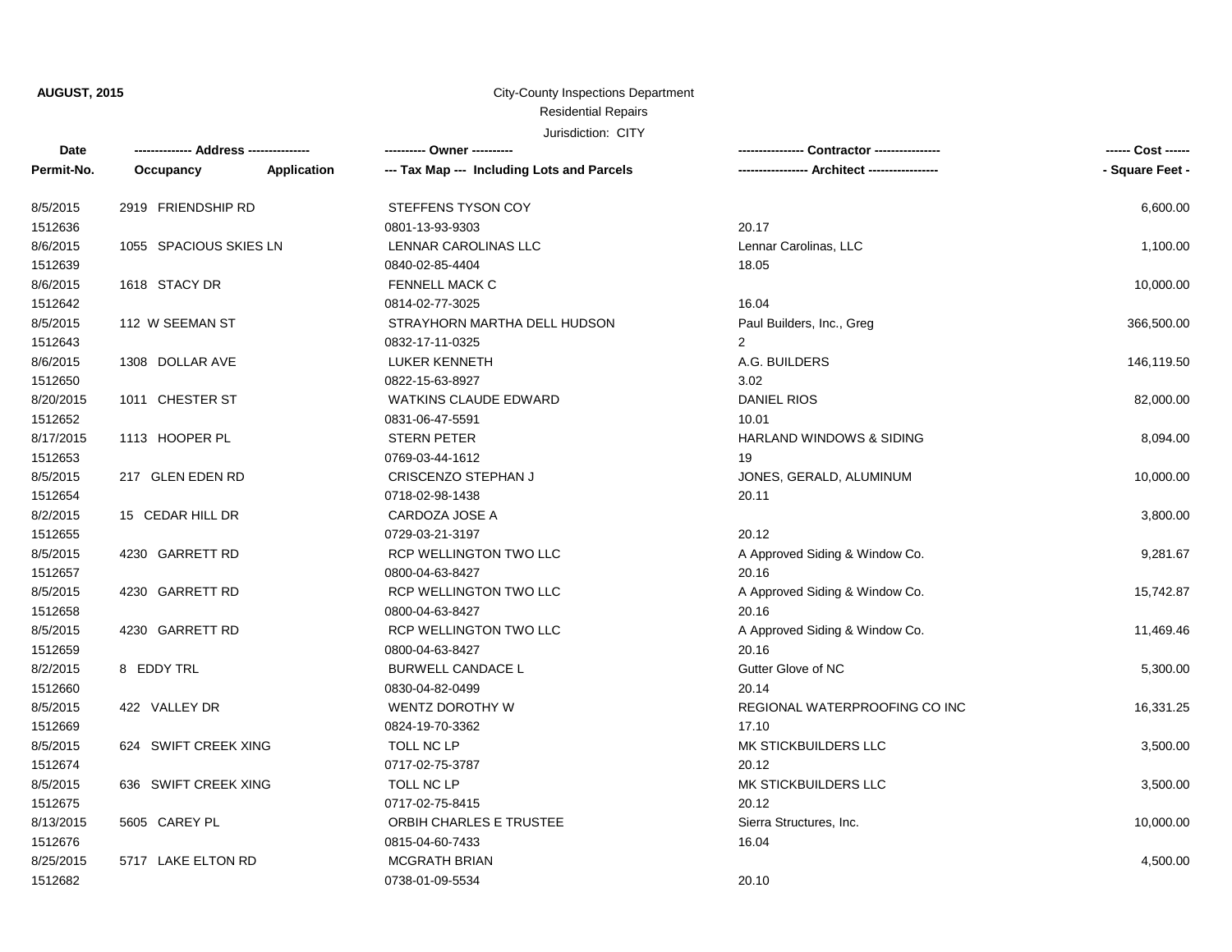**AUGUST, 2015**

City-County Inspections Department

Residential Repairs

Jurisdiction: CITY

| Date<br>Permit-No. | Address<br>Occupancy / Application | Owner<br>Tax Map --- Including Lots and Parcels | Contractor<br>Architect | Cost<br>Square Feet |
|---|---|---|---|---|
| 8/5/2015<br>1512636 | 2919 FRIENDSHIP RD | STEFFENS TYSON COY<br>0801-13-93-9303 | <br>20.17 | 6,600.00 |
| 8/6/2015<br>1512639 | 1055 SPACIOUS SKIES LN | LENNAR CAROLINAS LLC<br>0840-02-85-4404 | Lennar Carolinas, LLC<br>18.05 | 1,100.00 |
| 8/6/2015<br>1512642 | 1618 STACY DR | FENNELL MACK C<br>0814-02-77-3025 | <br>16.04 | 10,000.00 |
| 8/5/2015<br>1512643 | 112 W SEEMAN ST | STRAYHORN MARTHA DELL HUDSON<br>0832-17-11-0325 | Paul Builders, Inc., Greg<br>2 | 366,500.00 |
| 8/6/2015<br>1512650 | 1308 DOLLAR AVE | LUKER KENNETH<br>0822-15-63-8927 | A.G. BUILDERS<br>3.02 | 146,119.50 |
| 8/20/2015<br>1512652 | 1011 CHESTER ST | WATKINS CLAUDE EDWARD<br>0831-06-47-5591 | DANIEL RIOS<br>10.01 | 82,000.00 |
| 8/17/2015<br>1512653 | 1113 HOOPER PL | STERN PETER<br>0769-03-44-1612 | HARLAND WINDOWS & SIDING<br>19 | 8,094.00 |
| 8/5/2015<br>1512654 | 217 GLEN EDEN RD | CRISCENZO STEPHAN J<br>0718-02-98-1438 | JONES, GERALD, ALUMINUM<br>20.11 | 10,000.00 |
| 8/2/2015<br>1512655 | 15 CEDAR HILL DR | CARDOZA JOSE A<br>0729-03-21-3197 | <br>20.12 | 3,800.00 |
| 8/5/2015<br>1512657 | 4230 GARRETT RD | RCP WELLINGTON TWO LLC<br>0800-04-63-8427 | A Approved Siding & Window Co.<br>20.16 | 9,281.67 |
| 8/5/2015<br>1512658 | 4230 GARRETT RD | RCP WELLINGTON TWO LLC<br>0800-04-63-8427 | A Approved Siding & Window Co.<br>20.16 | 15,742.87 |
| 8/5/2015<br>1512659 | 4230 GARRETT RD | RCP WELLINGTON TWO LLC<br>0800-04-63-8427 | A Approved Siding & Window Co.<br>20.16 | 11,469.46 |
| 8/2/2015<br>1512660 | 8 EDDY TRL | BURWELL CANDACE L<br>0830-04-82-0499 | Gutter Glove of NC<br>20.14 | 5,300.00 |
| 8/5/2015<br>1512669 | 422 VALLEY DR | WENTZ DOROTHY W<br>0824-19-70-3362 | REGIONAL WATERPROOFING CO INC<br>17.10 | 16,331.25 |
| 8/5/2015<br>1512674 | 624 SWIFT CREEK XING | TOLL NC LP<br>0717-02-75-3787 | MK STICKBUILDERS LLC<br>20.12 | 3,500.00 |
| 8/5/2015<br>1512675 | 636 SWIFT CREEK XING | TOLL NC LP<br>0717-02-75-8415 | MK STICKBUILDERS LLC<br>20.12 | 3,500.00 |
| 8/13/2015<br>1512676 | 5605 CAREY PL | ORBIH CHARLES E TRUSTEE<br>0815-04-60-7433 | Sierra Structures, Inc.<br>16.04 | 10,000.00 |
| 8/25/2015<br>1512682 | 5717 LAKE ELTON RD | MCGRATH BRIAN<br>0738-01-09-5534 | <br>20.10 | 4,500.00 |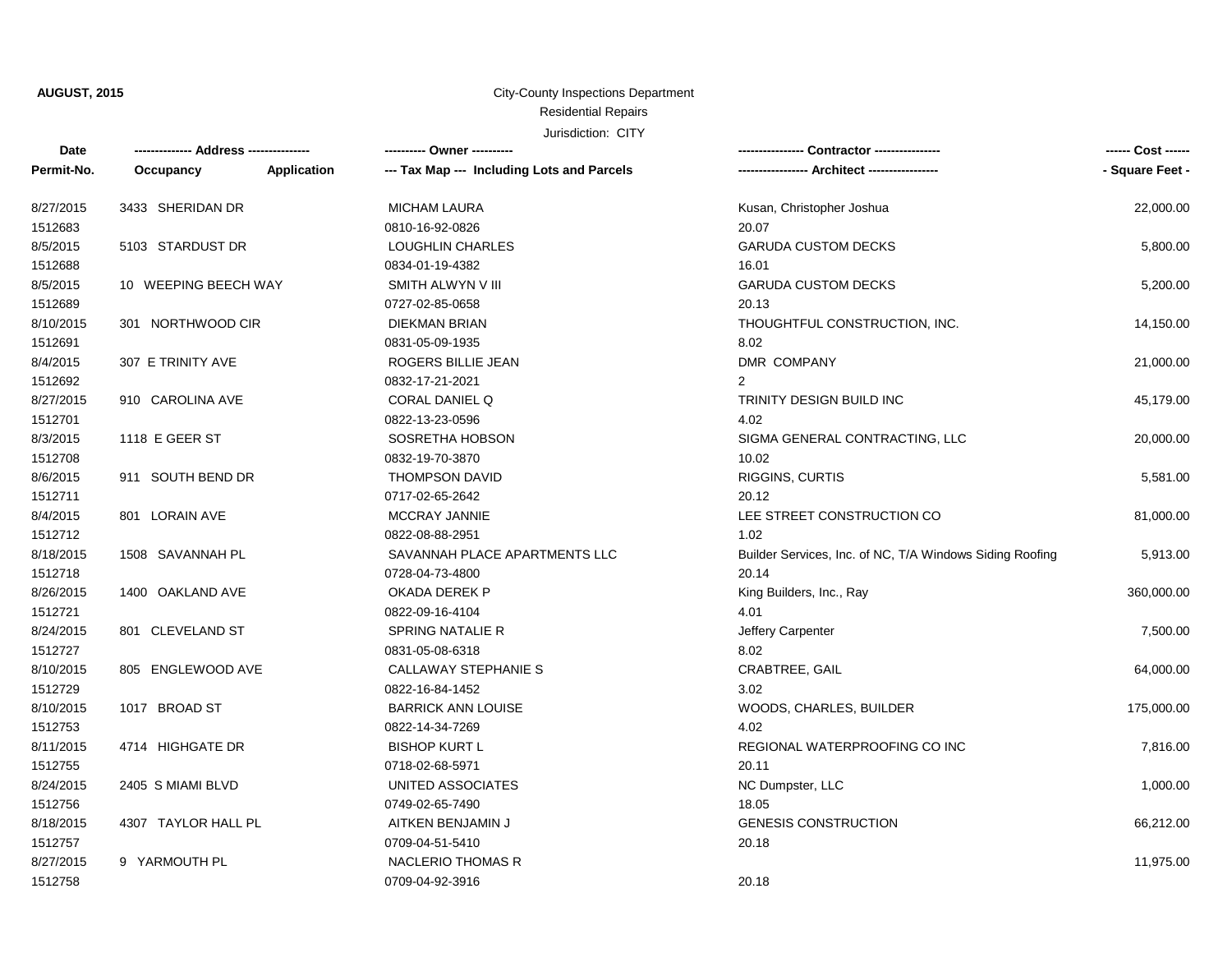**AUGUST, 2015**

City-County Inspections Department

Residential Repairs

Jurisdiction: CITY

| Date<br>Permit-No. | Address<br>Occupancy Application | Owner<br>Tax Map --- Including Lots and Parcels | Contractor<br>Architect | Cost<br>Square Feet |
|---|---|---|---|---|
| 8/27/2015<br>1512683 | 3433 SHERIDAN DR | MICHAM LAURA<br>0810-16-92-0826 | Kusan, Christopher Joshua<br>20.07 | 22,000.00 |
| 8/5/2015<br>1512688 | 5103 STARDUST DR | LOUGHLIN CHARLES<br>0834-01-19-4382 | GARUDA CUSTOM DECKS<br>16.01 | 5,800.00 |
| 8/5/2015<br>1512689 | 10 WEEPING BEECH WAY | SMITH ALWYN V III<br>0727-02-85-0658 | GARUDA CUSTOM DECKS<br>20.13 | 5,200.00 |
| 8/10/2015<br>1512691 | 301 NORTHWOOD CIR | DIEKMAN BRIAN<br>0831-05-09-1935 | THOUGHTFUL CONSTRUCTION, INC.<br>8.02 | 14,150.00 |
| 8/4/2015<br>1512692 | 307 E TRINITY AVE | ROGERS BILLIE JEAN<br>0832-17-21-2021 | DMR COMPANY<br>2 | 21,000.00 |
| 8/27/2015<br>1512701 | 910 CAROLINA AVE | CORAL DANIEL Q<br>0822-13-23-0596 | TRINITY DESIGN BUILD INC<br>4.02 | 45,179.00 |
| 8/3/2015<br>1512708 | 1118 E GEER ST | SOSRETHA HOBSON<br>0832-19-70-3870 | SIGMA GENERAL CONTRACTING, LLC<br>10.02 | 20,000.00 |
| 8/6/2015<br>1512711 | 911 SOUTH BEND DR | THOMPSON DAVID<br>0717-02-65-2642 | RIGGINS, CURTIS<br>20.12 | 5,581.00 |
| 8/4/2015<br>1512712 | 801 LORAIN AVE | MCCRAY JANNIE<br>0822-08-88-2951 | LEE STREET CONSTRUCTION CO<br>1.02 | 81,000.00 |
| 8/18/2015<br>1512718 | 1508 SAVANNAH PL | SAVANNAH PLACE APARTMENTS LLC<br>0728-04-73-4800 | Builder Services, Inc. of NC, T/A Windows Siding Roofing<br>20.14 | 5,913.00 |
| 8/26/2015<br>1512721 | 1400 OAKLAND AVE | OKADA DEREK P<br>0822-09-16-4104 | King Builders, Inc., Ray<br>4.01 | 360,000.00 |
| 8/24/2015<br>1512727 | 801 CLEVELAND ST | SPRING NATALIE R<br>0831-05-08-6318 | Jeffery Carpenter<br>8.02 | 7,500.00 |
| 8/10/2015<br>1512729 | 805 ENGLEWOOD AVE | CALLAWAY STEPHANIE S<br>0822-16-84-1452 | CRABTREE, GAIL<br>3.02 | 64,000.00 |
| 8/10/2015<br>1512753 | 1017 BROAD ST | BARRICK ANN LOUISE<br>0822-14-34-7269 | WOODS, CHARLES, BUILDER<br>4.02 | 175,000.00 |
| 8/11/2015<br>1512755 | 4714 HIGHGATE DR | BISHOP KURT L<br>0718-02-68-5971 | REGIONAL WATERPROOFING CO INC<br>20.11 | 7,816.00 |
| 8/24/2015<br>1512756 | 2405 S MIAMI BLVD | UNITED ASSOCIATES<br>0749-02-65-7490 | NC Dumpster, LLC<br>18.05 | 1,000.00 |
| 8/18/2015<br>1512757 | 4307 TAYLOR HALL PL | AITKEN BENJAMIN J<br>0709-04-51-5410 | GENESIS CONSTRUCTION<br>20.18 | 66,212.00 |
| 8/27/2015<br>1512758 | 9 YARMOUTH PL | NACLERIO THOMAS R<br>0709-04-92-3916 | 20.18 | 11,975.00 |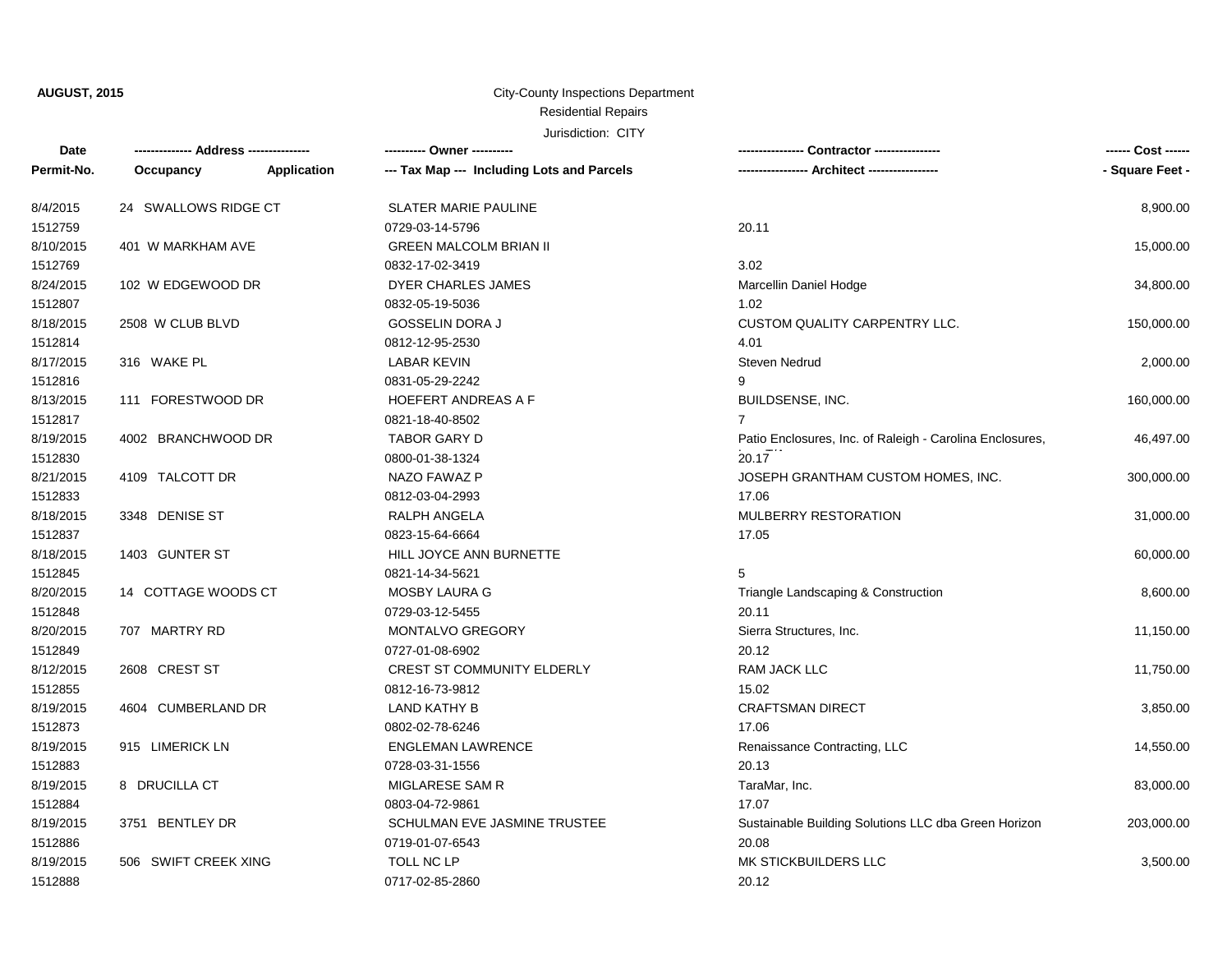**AUGUST, 2015**

City-County Inspections Department

Residential Repairs

Jurisdiction: CITY

| Date<br>Permit-No. | Address<br>Occupancy / Application | Owner<br>Tax Map --- Including Lots and Parcels | Contractor<br>Architect | Cost<br>Square Feet |
|---|---|---|---|---|
| 8/4/2015<br>1512759 | 24 SWALLOWS RIDGE CT | SLATER MARIE PAULINE<br>0729-03-14-5796 | <br>20.11 | 8,900.00 |
| 8/10/2015<br>1512769 | 401 W MARKHAM AVE | GREEN MALCOLM BRIAN II<br>0832-17-02-3419 | <br>3.02 | 15,000.00 |
| 8/24/2015<br>1512807 | 102 W EDGEWOOD DR | DYER CHARLES JAMES<br>0832-05-19-5036 | Marcellin Daniel Hodge<br>1.02 | 34,800.00 |
| 8/18/2015<br>1512814 | 2508 W CLUB BLVD | GOSSELIN DORA J<br>0812-12-95-2530 | CUSTOM QUALITY CARPENTRY LLC.<br>4.01 | 150,000.00 |
| 8/17/2015<br>1512816 | 316 WAKE PL | LABAR KEVIN<br>0831-05-29-2242 | Steven Nedrud<br>9 | 2,000.00 |
| 8/13/2015<br>1512817 | 111 FORESTWOOD DR | HOEFERT ANDREAS A F<br>0821-18-40-8502 | BUILDSENSE, INC.<br>7 | 160,000.00 |
| 8/19/2015<br>1512830 | 4002 BRANCHWOOD DR | TABOR GARY D<br>0800-01-38-1324 | Patio Enclosures, Inc. of Raleigh - Carolina Enclosures,<br>20.17 | 46,497.00 |
| 8/21/2015<br>1512833 | 4109 TALCOTT DR | NAZO FAWAZ P<br>0812-03-04-2993 | JOSEPH GRANTHAM CUSTOM HOMES, INC.<br>17.06 | 300,000.00 |
| 8/18/2015<br>1512837 | 3348 DENISE ST | RALPH ANGELA<br>0823-15-64-6664 | MULBERRY RESTORATION<br>17.05 | 31,000.00 |
| 8/18/2015<br>1512845 | 1403 GUNTER ST | HILL JOYCE ANN BURNETTE<br>0821-14-34-5621 | <br>5 | 60,000.00 |
| 8/20/2015<br>1512848 | 14 COTTAGE WOODS CT | MOSBY LAURA G<br>0729-03-12-5455 | Triangle Landscaping & Construction<br>20.11 | 8,600.00 |
| 8/20/2015<br>1512849 | 707 MARTRY RD | MONTALVO GREGORY<br>0727-01-08-6902 | Sierra Structures, Inc.<br>20.12 | 11,150.00 |
| 8/12/2015<br>1512855 | 2608 CREST ST | CREST ST COMMUNITY ELDERLY<br>0812-16-73-9812 | RAM JACK LLC<br>15.02 | 11,750.00 |
| 8/19/2015<br>1512873 | 4604 CUMBERLAND DR | LAND KATHY B<br>0802-02-78-6246 | CRAFTSMAN DIRECT<br>17.06 | 3,850.00 |
| 8/19/2015<br>1512883 | 915 LIMERICK LN | ENGLEMAN LAWRENCE<br>0728-03-31-1556 | Renaissance Contracting, LLC<br>20.13 | 14,550.00 |
| 8/19/2015<br>1512884 | 8 DRUCILLA CT | MIGLARESE SAM R<br>0803-04-72-9861 | TaraMar, Inc.<br>17.07 | 83,000.00 |
| 8/19/2015<br>1512886 | 3751 BENTLEY DR | SCHULMAN EVE JASMINE TRUSTEE<br>0719-01-07-6543 | Sustainable Building Solutions LLC dba Green Horizon<br>20.08 | 203,000.00 |
| 8/19/2015<br>1512888 | 506 SWIFT CREEK XING | TOLL NC LP<br>0717-02-85-2860 | MK STICKBUILDERS LLC<br>20.12 | 3,500.00 |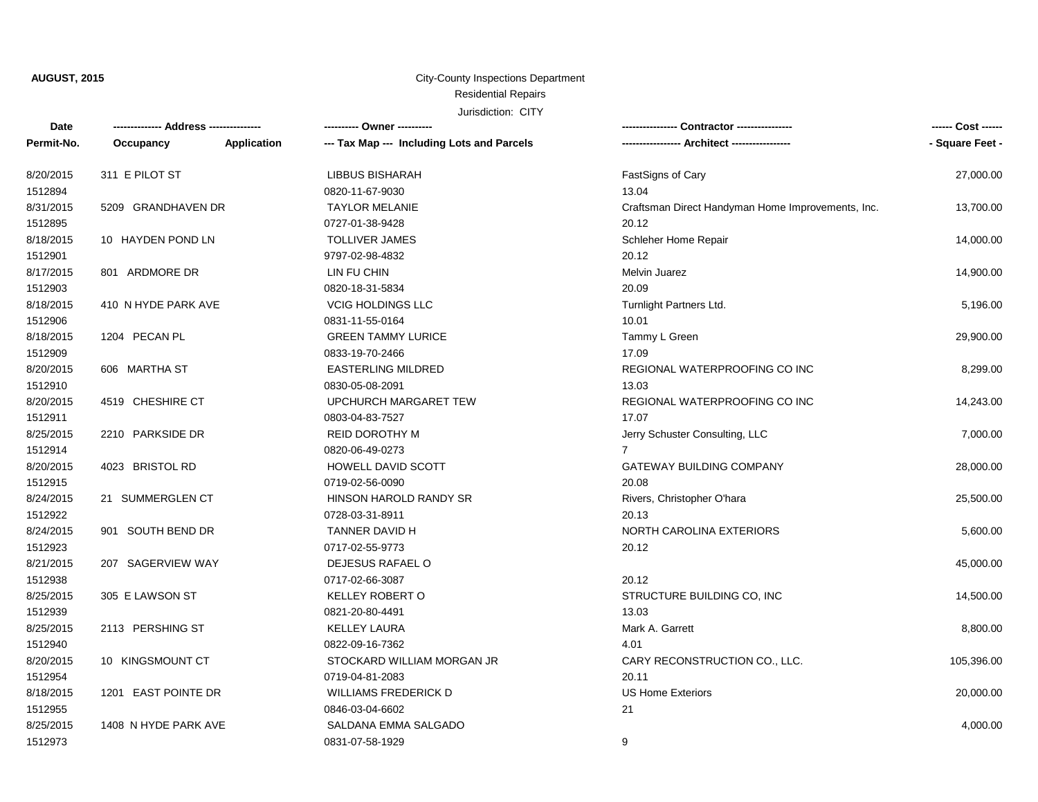**AUGUST, 2015**

City-County Inspections Department

Residential Repairs

Jurisdiction: CITY

| Date / Permit-No. | Address / Occupancy / Application | Owner / Tax Map (Including Lots and Parcels) | Contractor / Architect | Cost / Square Feet |
|---|---|---|---|---|
| 8/20/2015<br>1512894 | 311 E PILOT ST | LIBBUS BISHARAH<br>0820-11-67-9030 | FastSigns of Cary<br>13.04 | 27,000.00 |
| 8/31/2015<br>1512895 | 5209 GRANDHAVEN DR | TAYLOR MELANIE<br>0727-01-38-9428 | Craftsman Direct Handyman Home Improvements, Inc.<br>20.12 | 13,700.00 |
| 8/18/2015<br>1512901 | 10 HAYDEN POND LN | TOLLIVER JAMES<br>9797-02-98-4832 | Schleher Home Repair<br>20.12 | 14,000.00 |
| 8/17/2015<br>1512903 | 801 ARDMORE DR | LIN FU CHIN<br>0820-18-31-5834 | Melvin Juarez<br>20.09 | 14,900.00 |
| 8/18/2015<br>1512906 | 410 N HYDE PARK AVE | VCIG HOLDINGS LLC<br>0831-11-55-0164 | Turnlight Partners Ltd.<br>10.01 | 5,196.00 |
| 8/18/2015<br>1512909 | 1204 PECAN PL | GREEN TAMMY LURICE<br>0833-19-70-2466 | Tammy L Green<br>17.09 | 29,900.00 |
| 8/20/2015<br>1512910 | 606 MARTHA ST | EASTERLING MILDRED<br>0830-05-08-2091 | REGIONAL WATERPROOFING CO INC<br>13.03 | 8,299.00 |
| 8/20/2015<br>1512911 | 4519 CHESHIRE CT | UPCHURCH MARGARET TEW<br>0803-04-83-7527 | REGIONAL WATERPROOFING CO INC<br>17.07 | 14,243.00 |
| 8/25/2015<br>1512914 | 2210 PARKSIDE DR | REID DOROTHY M<br>0820-06-49-0273 | Jerry Schuster Consulting, LLC<br>7 | 7,000.00 |
| 8/20/2015<br>1512915 | 4023 BRISTOL RD | HOWELL DAVID SCOTT<br>0719-02-56-0090 | GATEWAY BUILDING COMPANY<br>20.08 | 28,000.00 |
| 8/24/2015<br>1512922 | 21 SUMMERGLEN CT | HINSON HAROLD RANDY SR<br>0728-03-31-8911 | Rivers, Christopher O'hara<br>20.13 | 25,500.00 |
| 8/24/2015<br>1512923 | 901 SOUTH BEND DR | TANNER DAVID H<br>0717-02-55-9773 | NORTH CAROLINA EXTERIORS<br>20.12 | 5,600.00 |
| 8/21/2015<br>1512938 | 207 SAGERVIEW WAY | DEJESUS RAFAEL O<br>0717-02-66-3087 | 20.12 | 45,000.00 |
| 8/25/2015<br>1512939 | 305 E LAWSON ST | KELLEY ROBERT O<br>0821-20-80-4491 | STRUCTURE BUILDING CO, INC<br>13.03 | 14,500.00 |
| 8/25/2015<br>1512940 | 2113 PERSHING ST | KELLEY LAURA<br>0822-09-16-7362 | Mark A. Garrett<br>4.01 | 8,800.00 |
| 8/20/2015<br>1512954 | 10 KINGSMOUNT CT | STOCKARD WILLIAM MORGAN JR<br>0719-04-81-2083 | CARY RECONSTRUCTION CO., LLC.<br>20.11 | 105,396.00 |
| 8/18/2015<br>1512955 | 1201 EAST POINTE DR | WILLIAMS FREDERICK D<br>0846-03-04-6602 | US Home Exteriors<br>21 | 20,000.00 |
| 8/25/2015<br>1512973 | 1408 N HYDE PARK AVE | SALDANA EMMA SALGADO<br>0831-07-58-1929 | 9 | 4,000.00 |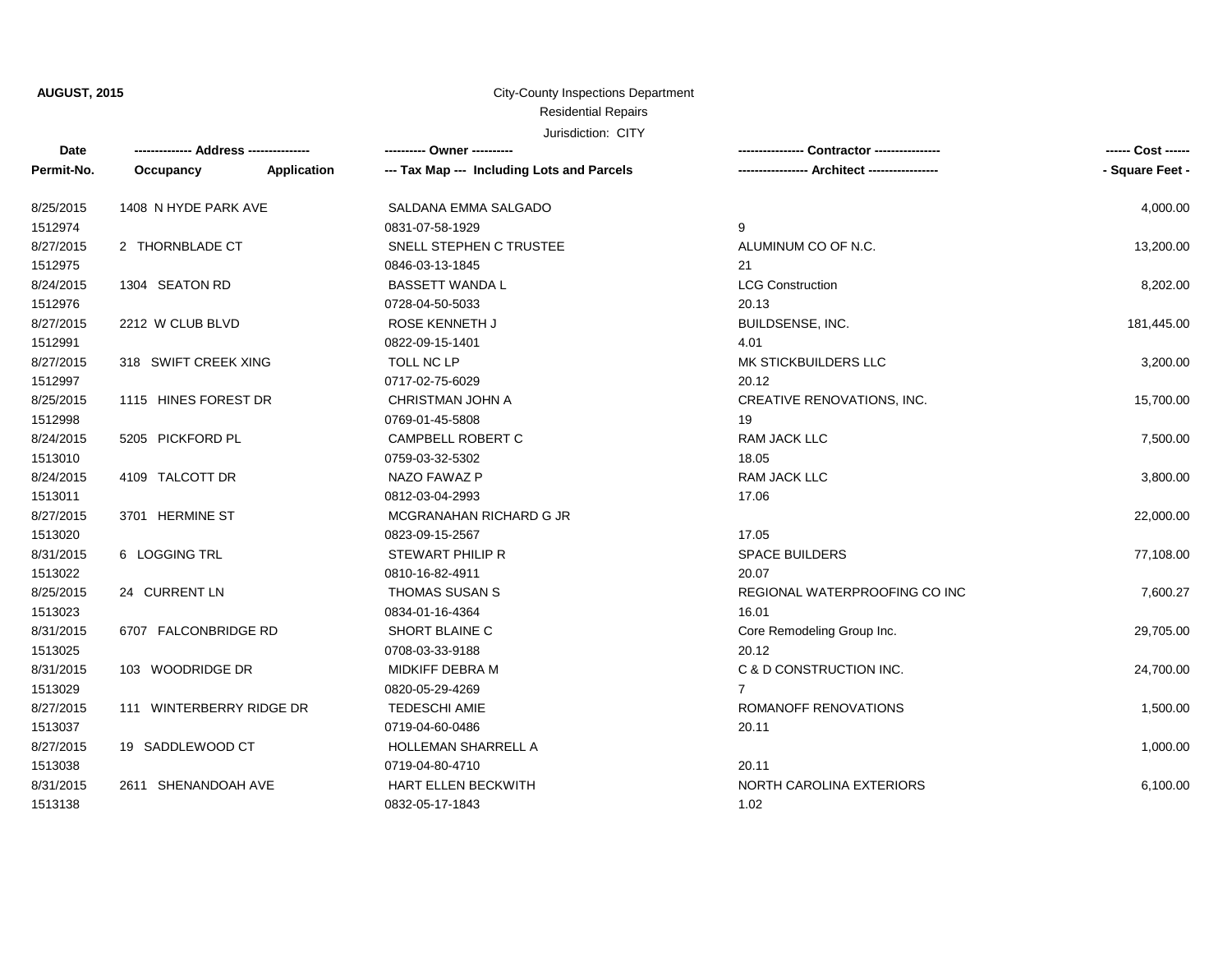**AUGUST, 2015**

City-County Inspections Department

Residential Repairs

Jurisdiction: CITY

| Date<br>Permit-No. | Address<br>Occupancy / Application | Owner<br>Tax Map --- Including Lots and Parcels | Contractor<br>Architect | Cost<br>Square Feet |
|---|---|---|---|---|
| 8/25/2015<br>1512974 | 1408 N HYDE PARK AVE | SALDANA EMMA SALGADO<br>0831-07-58-1929 | 9 | 4,000.00 |
| 8/27/2015<br>1512975 | 2 THORNBLADE CT | SNELL STEPHEN C TRUSTEE<br>0846-03-13-1845 | ALUMINUM CO OF N.C.<br>21 | 13,200.00 |
| 8/24/2015<br>1512976 | 1304 SEATON RD | BASSETT WANDA L<br>0728-04-50-5033 | LCG Construction<br>20.13 | 8,202.00 |
| 8/27/2015<br>1512991 | 2212 W CLUB BLVD | ROSE KENNETH J<br>0822-09-15-1401 | BUILDSENSE, INC.<br>4.01 | 181,445.00 |
| 8/27/2015<br>1512997 | 318 SWIFT CREEK XING | TOLL NC LP<br>0717-02-75-6029 | MK STICKBUILDERS LLC<br>20.12 | 3,200.00 |
| 8/25/2015<br>1512998 | 1115 HINES FOREST DR | CHRISTMAN JOHN A<br>0769-01-45-5808 | CREATIVE RENOVATIONS, INC.<br>19 | 15,700.00 |
| 8/24/2015<br>1513010 | 5205 PICKFORD PL | CAMPBELL ROBERT C<br>0759-03-32-5302 | RAM JACK LLC<br>18.05 | 7,500.00 |
| 8/24/2015<br>1513011 | 4109 TALCOTT DR | NAZO FAWAZ P<br>0812-03-04-2993 | RAM JACK LLC<br>17.06 | 3,800.00 |
| 8/27/2015<br>1513020 | 3701 HERMINE ST | MCGRANAHAN RICHARD G JR<br>0823-09-15-2567 | 17.05 | 22,000.00 |
| 8/31/2015<br>1513022 | 6 LOGGING TRL | STEWART PHILIP R<br>0810-16-82-4911 | SPACE BUILDERS<br>20.07 | 77,108.00 |
| 8/25/2015<br>1513023 | 24 CURRENT LN | THOMAS SUSAN S<br>0834-01-16-4364 | REGIONAL WATERPROOFING CO INC<br>16.01 | 7,600.27 |
| 8/31/2015<br>1513025 | 6707 FALCONBRIDGE RD | SHORT BLAINE C<br>0708-03-33-9188 | Core Remodeling Group Inc.<br>20.12 | 29,705.00 |
| 8/31/2015<br>1513029 | 103 WOODRIDGE DR | MIDKIFF DEBRA M<br>0820-05-29-4269 | C & D CONSTRUCTION INC.<br>7 | 24,700.00 |
| 8/27/2015<br>1513037 | 111 WINTERBERRY RIDGE DR | TEDESCHI AMIE<br>0719-04-60-0486 | ROMANOFF RENOVATIONS<br>20.11 | 1,500.00 |
| 8/27/2015<br>1513038 | 19 SADDLEWOOD CT | HOLLEMAN SHARRELL A<br>0719-04-80-4710 | 20.11 | 1,000.00 |
| 8/31/2015<br>1513138 | 2611 SHENANDOAH AVE | HART ELLEN BECKWITH<br>0832-05-17-1843 | NORTH CAROLINA EXTERIORS<br>1.02 | 6,100.00 |